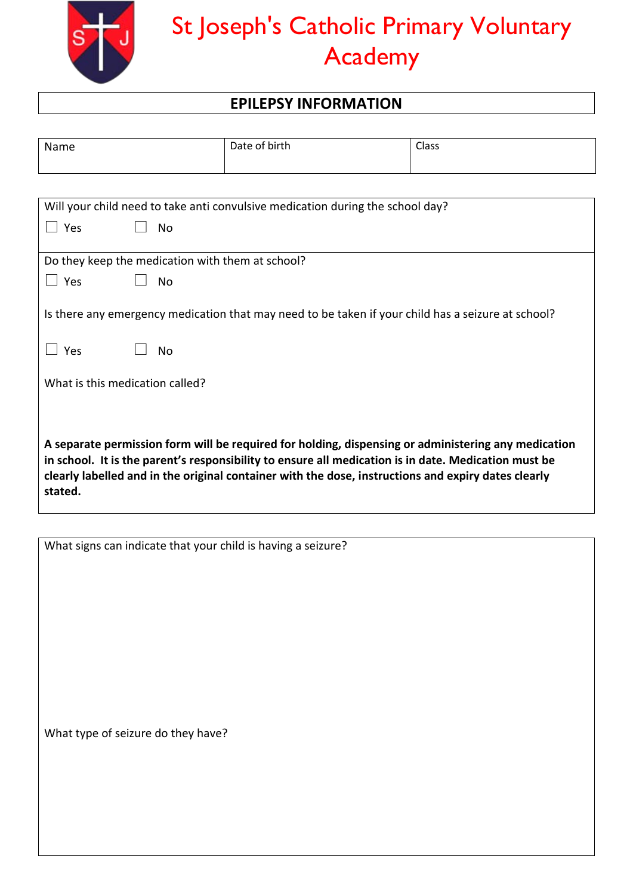# St Joseph's Catholic Primary Voluntary Academy

## EPILEPSY INFORMATION

| Name | Date of birth | Class |
|---|---|---|
| | | |

Will your child need to take anti convulsive medication during the school day?

☐ Yes ☐ No

Do they keep the medication with them at school?

☐ Yes ☐ No

Is there any emergency medication that may need to be taken if your child has a seizure at school?

☐ Yes ☐ No

What is this medication called?

**A separate permission form will be required for holding, dispensing or administering any medication in school. It is the parent's responsibility to ensure all medication is in date. Medication must be clearly labelled and in the original container with the dose, instructions and expiry dates clearly stated.**

What signs can indicate that your child is having a seizure?

What type of seizure do they have?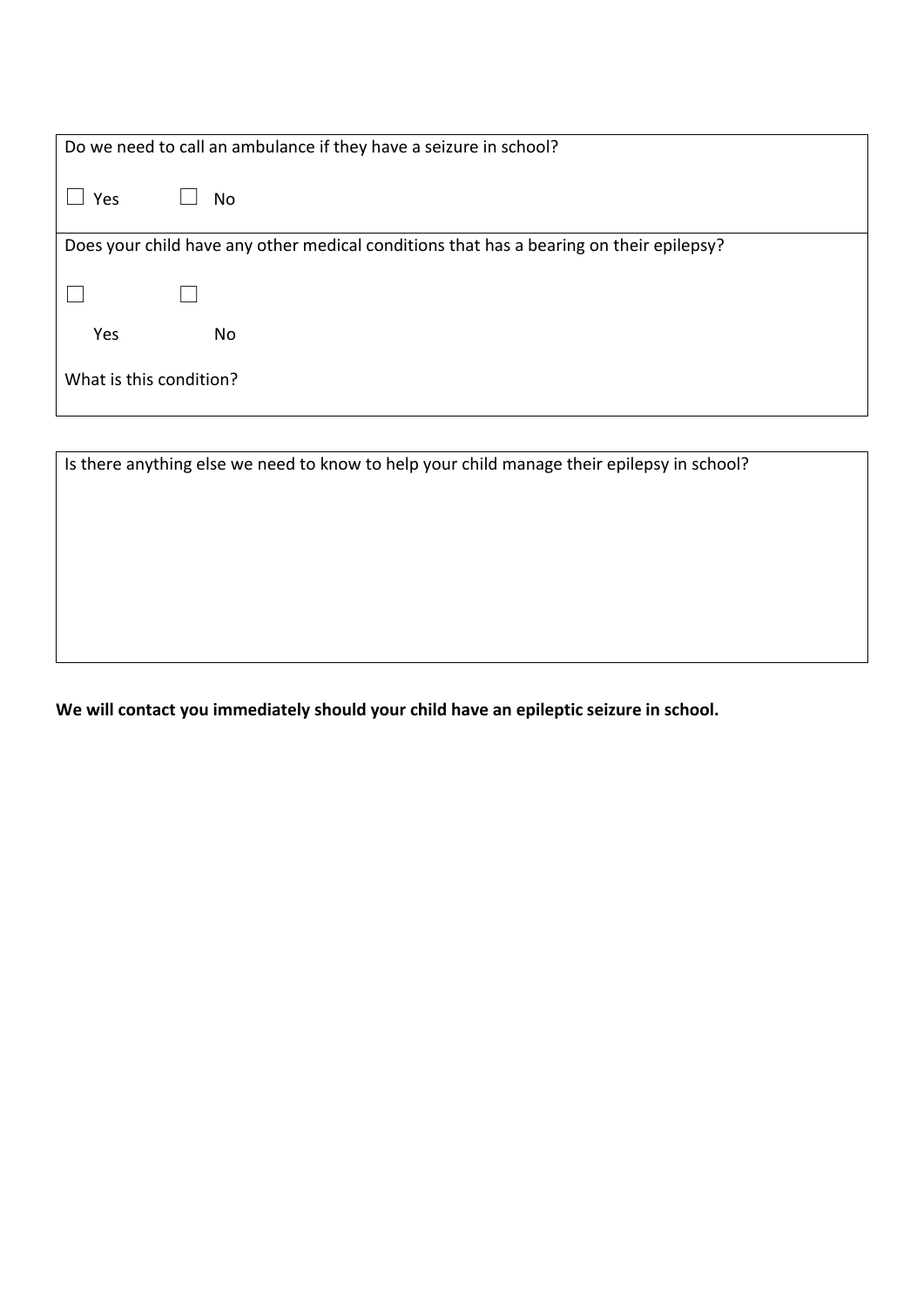Do we need to call an ambulance if they have a seizure in school?

☐ Yes ☐ No

Does your child have any other medical conditions that has a bearing on their epilepsy?

☐ ☐

Yes No

What is this condition?

Is there anything else we need to know to help your child manage their epilepsy in school?

**We will contact you immediately should your child have an epileptic seizure in school.**